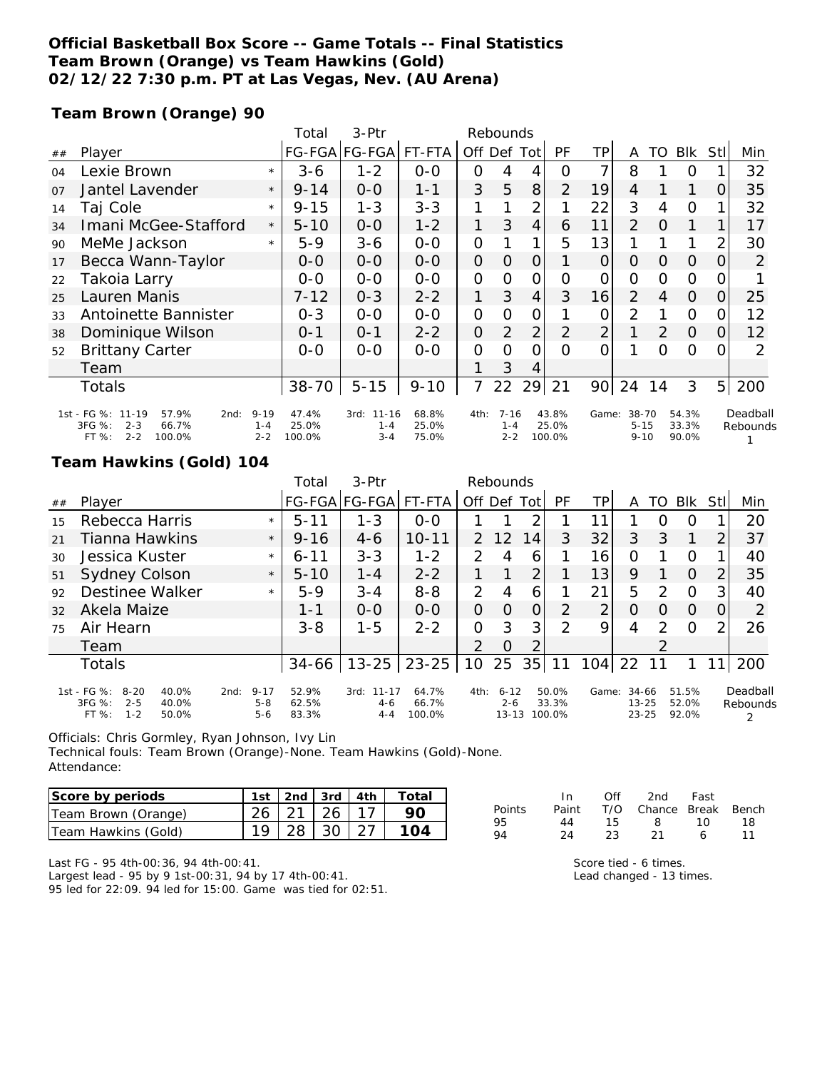**Official Basketball Box Score -- Game Totals -- Final Statistics**
**Team Brown (Orange) vs Team Hawkins (Gold)**
**02/12/22 7:30 p.m. PT at Las Vegas, Nev. (AU Arena)**

**Team Brown (Orange) 90**

| ## | Player | | Total FG-FGA | 3-Ptr FG-FGA | FT-FTA | Rebounds Off | Def | Tot | PF | TP | A | TO | Blk | Stl | Min |
|---|---|---|---|---|---|---|---|---|---|---|---|---|---|---|---|
| 04 | Lexie Brown | * | 3-6 | 1-2 | 0-0 | 0 | 4 | 4 | 0 | 7 | 8 | 1 | 0 | 1 | 32 |
| 07 | Jantel Lavender | * | 9-14 | 0-0 | 1-1 | 3 | 5 | 8 | 2 | 19 | 4 | 1 | 1 | 0 | 35 |
| 14 | Taj Cole | * | 9-15 | 1-3 | 3-3 | 1 | 1 | 2 | 1 | 22 | 3 | 4 | 0 | 1 | 32 |
| 34 | Imani McGee-Stafford | * | 5-10 | 0-0 | 1-2 | 1 | 3 | 4 | 6 | 11 | 2 | 0 | 1 | 1 | 17 |
| 90 | MeMe Jackson | * | 5-9 | 3-6 | 0-0 | 0 | 1 | 1 | 5 | 13 | 1 | 1 | 1 | 2 | 30 |
| 17 | Becca Wann-Taylor | | 0-0 | 0-0 | 0-0 | 0 | 0 | 0 | 1 | 0 | 0 | 0 | 0 | 0 | 2 |
| 22 | Takoia Larry | | 0-0 | 0-0 | 0-0 | 0 | 0 | 0 | 0 | 0 | 0 | 0 | 0 | 0 | 1 |
| 25 | Lauren Manis | | 7-12 | 0-3 | 2-2 | 1 | 3 | 4 | 3 | 16 | 2 | 4 | 0 | 0 | 25 |
| 33 | Antoinette Bannister | | 0-3 | 0-0 | 0-0 | 0 | 0 | 0 | 1 | 0 | 2 | 1 | 0 | 0 | 12 |
| 38 | Dominique Wilson | | 0-1 | 0-1 | 2-2 | 0 | 2 | 2 | 2 | 2 | 1 | 2 | 0 | 0 | 12 |
| 52 | Brittany Carter | | 0-0 | 0-0 | 0-0 | 0 | 0 | 0 | 0 | 0 | 1 | 0 | 0 | 0 | 2 |
| | Team | | | | | 1 | 3 | 4 | | | | | | | |
| | Totals | | 38-70 | 5-15 | 9-10 | 7 | 22 | 29 | 21 | 90 | 24 | 14 | 3 | 5 | 200 |

| | 1st | 2nd | 3rd | 4th | Game |
|---|---|---|---|---|---|
| FG % | 11-19 57.9% | 9-19 47.4% | 11-16 68.8% | 7-16 43.8% | 38-70 54.3% |
| 3FG % | 2-3 66.7% | 1-4 25.0% | 1-4 25.0% | 1-4 25.0% | 5-15 33.3% |
| FT % | 2-2 100.0% | 2-2 100.0% | 3-4 75.0% | 2-2 100.0% | 9-10 90.0% |

Deadball Rebounds: 1

**Team Hawkins (Gold) 104**

| ## | Player | | Total FG-FGA | 3-Ptr FG-FGA | FT-FTA | Rebounds Off | Def | Tot | PF | TP | A | TO | Blk | Stl | Min |
|---|---|---|---|---|---|---|---|---|---|---|---|---|---|---|---|
| 15 | Rebecca Harris | * | 5-11 | 1-3 | 0-0 | 1 | 1 | 2 | 1 | 11 | 1 | 0 | 0 | 1 | 20 |
| 21 | Tianna Hawkins | * | 9-16 | 4-6 | 10-11 | 2 | 12 | 14 | 3 | 32 | 3 | 3 | 1 | 2 | 37 |
| 30 | Jessica Kuster | * | 6-11 | 3-3 | 1-2 | 2 | 4 | 6 | 1 | 16 | 0 | 1 | 0 | 1 | 40 |
| 51 | Sydney Colson | * | 5-10 | 1-4 | 2-2 | 1 | 1 | 2 | 1 | 13 | 9 | 1 | 0 | 2 | 35 |
| 92 | Destinee Walker | * | 5-9 | 3-4 | 8-8 | 2 | 4 | 6 | 1 | 21 | 5 | 2 | 0 | 3 | 40 |
| 32 | Akela Maize | | 1-1 | 0-0 | 0-0 | 0 | 0 | 0 | 2 | 2 | 0 | 0 | 0 | 0 | 2 |
| 75 | Air Hearn | | 3-8 | 1-5 | 2-2 | 0 | 3 | 3 | 2 | 9 | 4 | 2 | 0 | 2 | 26 |
| | Team | | | | | 2 | 0 | 2 | | | | 2 | | | |
| | Totals | | 34-66 | 13-25 | 23-25 | 10 | 25 | 35 | 11 | 104 | 22 | 11 | 1 | 11 | 200 |

| | 1st | 2nd | 3rd | 4th | Game |
|---|---|---|---|---|---|
| FG % | 8-20 40.0% | 9-17 52.9% | 11-17 64.7% | 6-12 50.0% | 34-66 51.5% |
| 3FG % | 2-5 40.0% | 5-8 62.5% | 4-6 66.7% | 2-6 33.3% | 13-25 52.0% |
| FT % | 1-2 50.0% | 5-6 83.3% | 4-4 100.0% | 13-13 100.0% | 23-25 92.0% |

Deadball Rebounds: 2

Officials: Chris Gormley, Ryan Johnson, Ivy Lin
Technical fouls: Team Brown (Orange)-None. Team Hawkins (Gold)-None.
Attendance:

| Score by periods | 1st | 2nd | 3rd | 4th | Total |
|---|---|---|---|---|---|
| Team Brown (Orange) | 26 | 21 | 26 | 17 | 90 |
| Team Hawkins (Gold) | 19 | 28 | 30 | 27 | 104 |

| Points | In Paint | Off T/O | 2nd Chance | Fast Break | Bench |
|---|---|---|---|---|---|
| 95 | 44 | 15 | 8 | 10 | 18 |
| 94 | 24 | 23 | 21 | 6 | 11 |

Last FG - 95 4th-00:36, 94 4th-00:41.
Largest lead - 95 by 9 1st-00:31, 94 by 17 4th-00:41.
95 led for 22:09. 94 led for 15:00. Game was tied for 02:51.

Score tied - 6 times.
Lead changed - 13 times.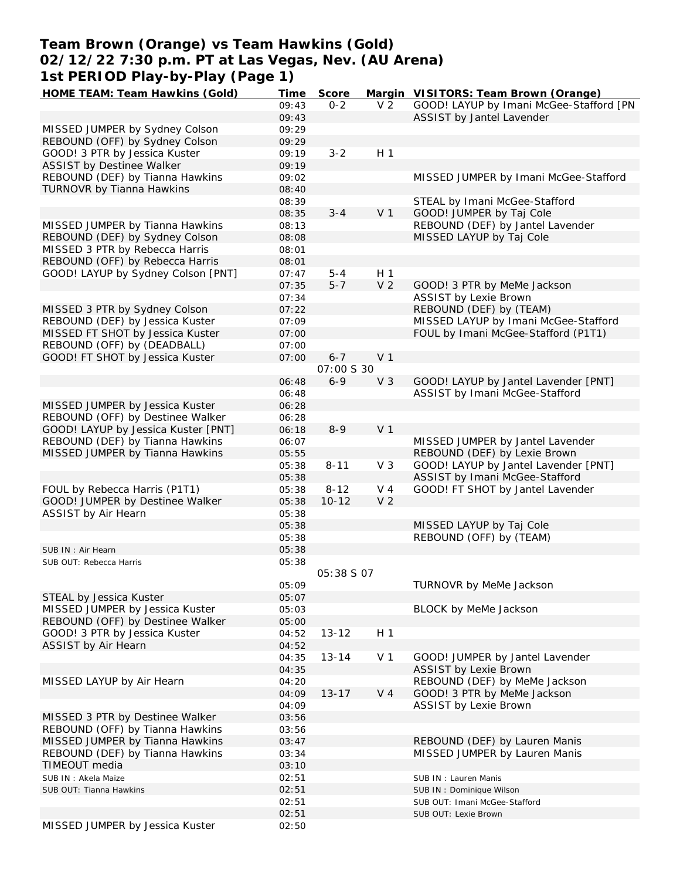# Team Brown (Orange) vs Team Hawkins (Gold)
# 02/12/22 7:30 p.m. PT at Las Vegas, Nev. (AU Arena)
# 1st PERIOD Play-by-Play (Page 1)

| HOME TEAM: Team Hawkins (Gold) | Time | Score | Margin | VISITORS: Team Brown (Orange) |
|---|---|---|---|---|
| | 09:43 | 0-2 | V 2 | GOOD! LAYUP by Imani McGee-Stafford [PN |
| | 09:43 | | | ASSIST by Jantel Lavender |
| MISSED JUMPER by Sydney Colson | 09:29 | | | |
| REBOUND (OFF) by Sydney Colson | 09:29 | | | |
| GOOD! 3 PTR by Jessica Kuster | 09:19 | 3-2 | H 1 | |
| ASSIST by Destinee Walker | 09:19 | | | |
| REBOUND (DEF) by Tianna Hawkins | 09:02 | | | MISSED JUMPER by Imani McGee-Stafford |
| TURNOVR by Tianna Hawkins | 08:40 | | | |
| | 08:39 | | | STEAL by Imani McGee-Stafford |
| | 08:35 | 3-4 | V 1 | GOOD! JUMPER by Taj Cole |
| MISSED JUMPER by Tianna Hawkins | 08:13 | | | REBOUND (DEF) by Jantel Lavender |
| REBOUND (DEF) by Sydney Colson | 08:08 | | | MISSED LAYUP by Taj Cole |
| MISSED 3 PTR by Rebecca Harris | 08:01 | | | |
| REBOUND (OFF) by Rebecca Harris | 08:01 | | | |
| GOOD! LAYUP by Sydney Colson [PNT] | 07:47 | 5-4 | H 1 | |
| | 07:35 | 5-7 | V 2 | GOOD! 3 PTR by MeMe Jackson |
| | 07:34 | | | ASSIST by Lexie Brown |
| MISSED 3 PTR by Sydney Colson | 07:22 | | | REBOUND (DEF) by (TEAM) |
| REBOUND (DEF) by Jessica Kuster | 07:09 | | | MISSED LAYUP by Imani McGee-Stafford |
| MISSED FT SHOT by Jessica Kuster | 07:00 | | | FOUL by Imani McGee-Stafford (P1T1) |
| REBOUND (OFF) by (DEADBALL) | 07:00 | | | |
| GOOD! FT SHOT by Jessica Kuster | 07:00 | 6-7 | V 1 | |
| | | 07:00 S 30 | | |
| | 06:48 | 6-9 | V 3 | GOOD! LAYUP by Jantel Lavender [PNT] |
| | 06:48 | | | ASSIST by Imani McGee-Stafford |
| MISSED JUMPER by Jessica Kuster | 06:28 | | | |
| REBOUND (OFF) by Destinee Walker | 06:28 | | | |
| GOOD! LAYUP by Jessica Kuster [PNT] | 06:18 | 8-9 | V 1 | |
| REBOUND (DEF) by Tianna Hawkins | 06:07 | | | MISSED JUMPER by Jantel Lavender |
| MISSED JUMPER by Tianna Hawkins | 05:55 | | | REBOUND (DEF) by Lexie Brown |
| | 05:38 | 8-11 | V 3 | GOOD! LAYUP by Jantel Lavender [PNT] |
| | 05:38 | | | ASSIST by Imani McGee-Stafford |
| FOUL by Rebecca Harris (P1T1) | 05:38 | 8-12 | V 4 | GOOD! FT SHOT by Jantel Lavender |
| GOOD! JUMPER by Destinee Walker | 05:38 | 10-12 | V 2 | |
| ASSIST by Air Hearn | 05:38 | | | |
| | 05:38 | | | MISSED LAYUP by Taj Cole |
| | 05:38 | | | REBOUND (OFF) by (TEAM) |
| SUB IN : Air Hearn | 05:38 | | | |
| SUB OUT: Rebecca Harris | 05:38 | | | |
| | | 05:38 S 07 | | |
| | 05:09 | | | TURNOVR by MeMe Jackson |
| STEAL by Jessica Kuster | 05:07 | | | |
| MISSED JUMPER by Jessica Kuster | 05:03 | | | BLOCK by MeMe Jackson |
| REBOUND (OFF) by Destinee Walker | 05:00 | | | |
| GOOD! 3 PTR by Jessica Kuster | 04:52 | 13-12 | H 1 | |
| ASSIST by Air Hearn | 04:52 | | | |
| | 04:35 | 13-14 | V 1 | GOOD! JUMPER by Jantel Lavender |
| | 04:35 | | | ASSIST by Lexie Brown |
| MISSED LAYUP by Air Hearn | 04:20 | | | REBOUND (DEF) by MeMe Jackson |
| | 04:09 | 13-17 | V 4 | GOOD! 3 PTR by MeMe Jackson |
| | 04:09 | | | ASSIST by Lexie Brown |
| MISSED 3 PTR by Destinee Walker | 03:56 | | | |
| REBOUND (OFF) by Tianna Hawkins | 03:56 | | | |
| MISSED JUMPER by Tianna Hawkins | 03:47 | | | REBOUND (DEF) by Lauren Manis |
| REBOUND (DEF) by Tianna Hawkins | 03:34 | | | MISSED JUMPER by Lauren Manis |
| TIMEOUT media | 03:10 | | | |
| SUB IN : Akela Maize | 02:51 | | | SUB IN : Lauren Manis |
| SUB OUT: Tianna Hawkins | 02:51 | | | SUB IN : Dominique Wilson |
| | 02:51 | | | SUB OUT: Imani McGee-Stafford |
| | 02:51 | | | SUB OUT: Lexie Brown |
| MISSED JUMPER by Jessica Kuster | 02:50 | | | |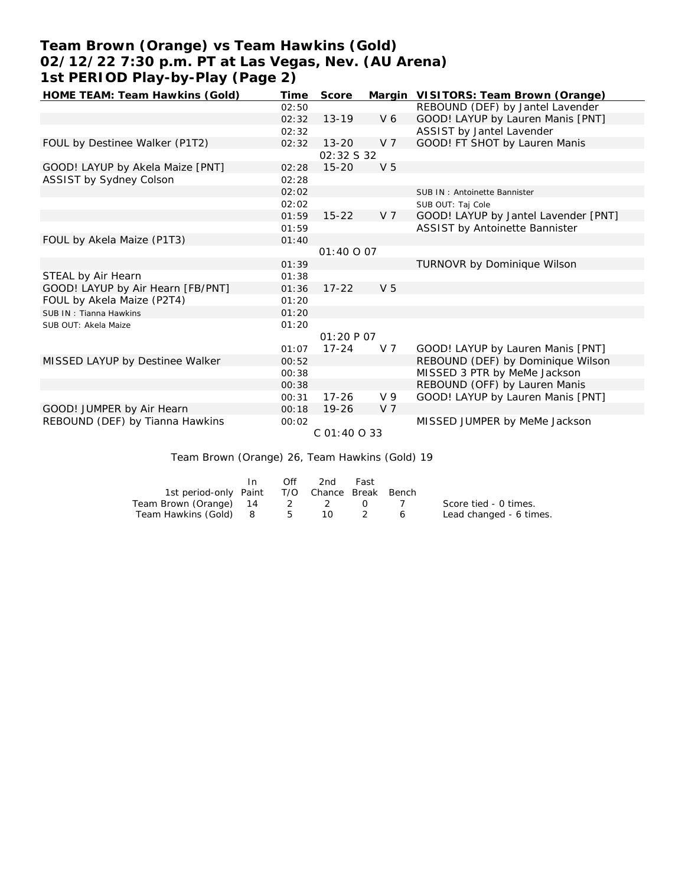# Team Brown (Orange) vs Team Hawkins (Gold)
## 02/12/22 7:30 p.m. PT at Las Vegas, Nev. (AU Arena)
## 1st PERIOD Play-by-Play (Page 2)

| HOME TEAM: Team Hawkins (Gold) | Time | Score | Margin | VISITORS: Team Brown (Orange) |
|---|---|---|---|---|
| | 02:50 | | | REBOUND (DEF) by Jantel Lavender |
| | 02:32 | 13-19 | V 6 | GOOD! LAYUP by Lauren Manis [PNT] |
| | 02:32 | | | ASSIST by Jantel Lavender |
| FOUL by Destinee Walker (P1T2) | 02:32 | 13-20 | V 7 | GOOD! FT SHOT by Lauren Manis |
| | | 02:32 S 32 | | |
| GOOD! LAYUP by Akela Maize [PNT] | 02:28 | 15-20 | V 5 | |
| ASSIST by Sydney Colson | 02:28 | | | |
| | 02:02 | | | SUB IN : Antoinette Bannister |
| | 02:02 | | | SUB OUT: Taj Cole |
| | 01:59 | 15-22 | V 7 | GOOD! LAYUP by Jantel Lavender [PNT] |
| | 01:59 | | | ASSIST by Antoinette Bannister |
| FOUL by Akela Maize (P1T3) | 01:40 | | | |
| | | 01:40 O 07 | | |
| | 01:39 | | | TURNOVR by Dominique Wilson |
| STEAL by Air Hearn | 01:38 | | | |
| GOOD! LAYUP by Air Hearn [FB/PNT] | 01:36 | 17-22 | V 5 | |
| FOUL by Akela Maize (P2T4) | 01:20 | | | |
| SUB IN : Tianna Hawkins | 01:20 | | | |
| SUB OUT: Akela Maize | 01:20 | | | |
| | | 01:20 P 07 | | |
| | 01:07 | 17-24 | V 7 | GOOD! LAYUP by Lauren Manis [PNT] |
| MISSED LAYUP by Destinee Walker | 00:52 | | | REBOUND (DEF) by Dominique Wilson |
| | 00:38 | | | MISSED 3 PTR by MeMe Jackson |
| | 00:38 | | | REBOUND (OFF) by Lauren Manis |
| | 00:31 | 17-26 | V 9 | GOOD! LAYUP by Lauren Manis [PNT] |
| GOOD! JUMPER by Air Hearn | 00:18 | 19-26 | V 7 | |
| REBOUND (DEF) by Tianna Hawkins | 00:02 | | | MISSED JUMPER by MeMe Jackson |
| | | C 01:40 O 33 | | |

Team Brown (Orange) 26, Team Hawkins (Gold) 19

| 1st period-only | In Paint | Off T/O | 2nd Chance | Fast Break | Bench |
|---|---|---|---|---|---|
| Team Brown (Orange) | 14 | 2 | 2 | 0 | 7 |
| Team Hawkins (Gold) | 8 | 5 | 10 | 2 | 6 |

Score tied - 0 times.
Lead changed - 6 times.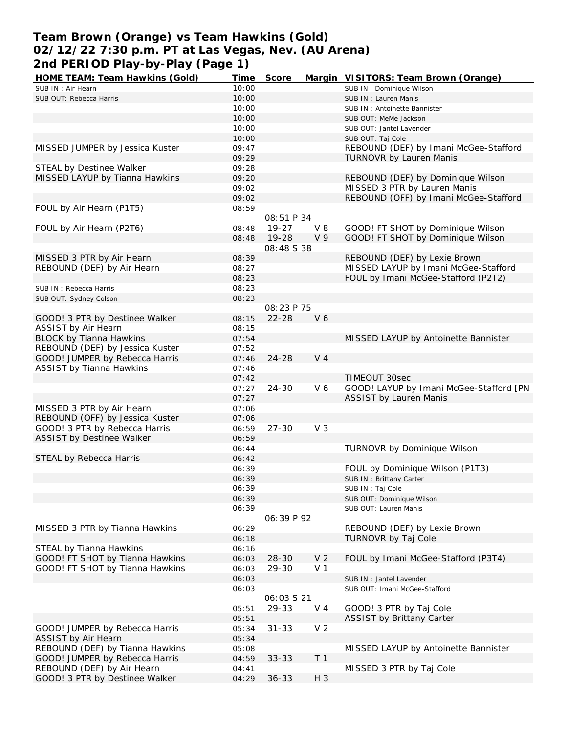# Team Brown (Orange) vs Team Hawkins (Gold)
## 02/12/22 7:30 p.m. PT at Las Vegas, Nev. (AU Arena)
## 2nd PERIOD Play-by-Play (Page 1)

| HOME TEAM: Team Hawkins (Gold) | Time | Score | Margin | VISITORS: Team Brown (Orange) |
|---|---|---|---|---|
| SUB IN : Air Hearn | 10:00 | | | SUB IN : Dominique Wilson |
| SUB OUT: Rebecca Harris | 10:00 | | | SUB IN : Lauren Manis |
| | 10:00 | | | SUB IN : Antoinette Bannister |
| | 10:00 | | | SUB OUT: MeMe Jackson |
| | 10:00 | | | SUB OUT: Jantel Lavender |
| | 10:00 | | | SUB OUT: Taj Cole |
| MISSED JUMPER by Jessica Kuster | 09:47 | | | REBOUND (DEF) by Imani McGee-Stafford |
| | 09:29 | | | TURNOVR by Lauren Manis |
| STEAL by Destinee Walker | 09:28 | | | |
| MISSED LAYUP by Tianna Hawkins | 09:20 | | | REBOUND (DEF) by Dominique Wilson |
| | 09:02 | | | MISSED 3 PTR by Lauren Manis |
| | 09:02 | | | REBOUND (OFF) by Imani McGee-Stafford |
| FOUL by Air Hearn (P1T5) | 08:59 | | | |
| | | 08:51 P 34 | | |
| FOUL by Air Hearn (P2T6) | 08:48 | 19-27 | V 8 | GOOD! FT SHOT by Dominique Wilson |
| | 08:48 | 19-28 | V 9 | GOOD! FT SHOT by Dominique Wilson |
| | | 08:48 S 38 | | |
| MISSED 3 PTR by Air Hearn | 08:39 | | | REBOUND (DEF) by Lexie Brown |
| REBOUND (DEF) by Air Hearn | 08:27 | | | MISSED LAYUP by Imani McGee-Stafford |
| | 08:23 | | | FOUL by Imani McGee-Stafford (P2T2) |
| SUB IN : Rebecca Harris | 08:23 | | | |
| SUB OUT: Sydney Colson | 08:23 | | | |
| | | 08:23 P 75 | | |
| GOOD! 3 PTR by Destinee Walker | 08:15 | 22-28 | V 6 | |
| ASSIST by Air Hearn | 08:15 | | | |
| BLOCK by Tianna Hawkins | 07:54 | | | MISSED LAYUP by Antoinette Bannister |
| REBOUND (DEF) by Jessica Kuster | 07:52 | | | |
| GOOD! JUMPER by Rebecca Harris | 07:46 | 24-28 | V 4 | |
| ASSIST by Tianna Hawkins | 07:46 | | | |
| | 07:42 | | | TIMEOUT 30sec |
| | 07:27 | 24-30 | V 6 | GOOD! LAYUP by Imani McGee-Stafford [PN |
| | 07:27 | | | ASSIST by Lauren Manis |
| MISSED 3 PTR by Air Hearn | 07:06 | | | |
| REBOUND (OFF) by Jessica Kuster | 07:06 | | | |
| GOOD! 3 PTR by Rebecca Harris | 06:59 | 27-30 | V 3 | |
| ASSIST by Destinee Walker | 06:59 | | | |
| | 06:44 | | | TURNOVR by Dominique Wilson |
| STEAL by Rebecca Harris | 06:42 | | | |
| | 06:39 | | | FOUL by Dominique Wilson (P1T3) |
| | 06:39 | | | SUB IN : Brittany Carter |
| | 06:39 | | | SUB IN : Taj Cole |
| | 06:39 | | | SUB OUT: Dominique Wilson |
| | 06:39 | | | SUB OUT: Lauren Manis |
| | | 06:39 P 92 | | |
| MISSED 3 PTR by Tianna Hawkins | 06:29 | | | REBOUND (DEF) by Lexie Brown |
| | 06:18 | | | TURNOVR by Taj Cole |
| STEAL by Tianna Hawkins | 06:16 | | | |
| GOOD! FT SHOT by Tianna Hawkins | 06:03 | 28-30 | V 2 | FOUL by Imani McGee-Stafford (P3T4) |
| GOOD! FT SHOT by Tianna Hawkins | 06:03 | 29-30 | V 1 | |
| | 06:03 | | | SUB IN : Jantel Lavender |
| | 06:03 | | | SUB OUT: Imani McGee-Stafford |
| | | 06:03 S 21 | | |
| | 05:51 | 29-33 | V 4 | GOOD! 3 PTR by Taj Cole |
| | 05:51 | | | ASSIST by Brittany Carter |
| GOOD! JUMPER by Rebecca Harris | 05:34 | 31-33 | V 2 | |
| ASSIST by Air Hearn | 05:34 | | | |
| REBOUND (DEF) by Tianna Hawkins | 05:08 | | | MISSED LAYUP by Antoinette Bannister |
| GOOD! JUMPER by Rebecca Harris | 04:59 | 33-33 | T 1 | |
| REBOUND (DEF) by Air Hearn | 04:41 | | | MISSED 3 PTR by Taj Cole |
| GOOD! 3 PTR by Destinee Walker | 04:29 | 36-33 | H 3 | |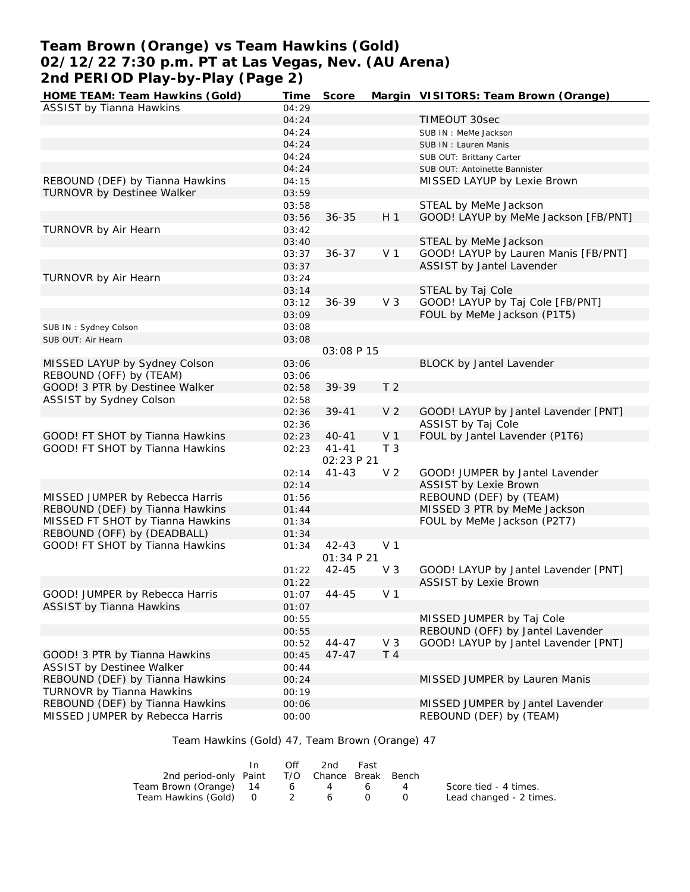# Team Brown (Orange) vs Team Hawkins (Gold)
## 02/12/22 7:30 p.m. PT at Las Vegas, Nev. (AU Arena)
## 2nd PERIOD Play-by-Play (Page 2)

| HOME TEAM: Team Hawkins (Gold) | Time | Score | Margin | VISITORS: Team Brown (Orange) |
|---|---|---|---|---|
| ASSIST by Tianna Hawkins | 04:29 | | | |
| | 04:24 | | | TIMEOUT 30sec |
| | 04:24 | | | SUB IN : MeMe Jackson |
| | 04:24 | | | SUB IN : Lauren Manis |
| | 04:24 | | | SUB OUT: Brittany Carter |
| | 04:24 | | | SUB OUT: Antoinette Bannister |
| REBOUND (DEF) by Tianna Hawkins | 04:15 | | | MISSED LAYUP by Lexie Brown |
| TURNOVR by Destinee Walker | 03:59 | | | |
| | 03:58 | | | STEAL by MeMe Jackson |
| | 03:56 | 36-35 | H 1 | GOOD! LAYUP by MeMe Jackson [FB/PNT] |
| TURNOVR by Air Hearn | 03:42 | | | |
| | 03:40 | | | STEAL by MeMe Jackson |
| | 03:37 | 36-37 | V 1 | GOOD! LAYUP by Lauren Manis [FB/PNT] |
| | 03:37 | | | ASSIST by Jantel Lavender |
| TURNOVR by Air Hearn | 03:24 | | | |
| | 03:14 | | | STEAL by Taj Cole |
| | 03:12 | 36-39 | V 3 | GOOD! LAYUP by Taj Cole [FB/PNT] |
| | 03:09 | | | FOUL by MeMe Jackson (P1T5) |
| SUB IN : Sydney Colson | 03:08 | | | |
| SUB OUT: Air Hearn | 03:08 | | | |
| | | 03:08 P 15 | | |
| MISSED LAYUP by Sydney Colson | 03:06 | | | BLOCK by Jantel Lavender |
| REBOUND (OFF) by (TEAM) | 03:06 | | | |
| GOOD! 3 PTR by Destinee Walker | 02:58 | 39-39 | T 2 | |
| ASSIST by Sydney Colson | 02:58 | | | |
| | 02:36 | 39-41 | V 2 | GOOD! LAYUP by Jantel Lavender [PNT] |
| | 02:36 | | | ASSIST by Taj Cole |
| GOOD! FT SHOT by Tianna Hawkins | 02:23 | 40-41 | V 1 | FOUL by Jantel Lavender (P1T6) |
| GOOD! FT SHOT by Tianna Hawkins | 02:23 | 41-41 | T 3 | |
| | | 02:23 P 21 | | |
| | 02:14 | 41-43 | V 2 | GOOD! JUMPER by Jantel Lavender |
| | 02:14 | | | ASSIST by Lexie Brown |
| MISSED JUMPER by Rebecca Harris | 01:56 | | | REBOUND (DEF) by (TEAM) |
| REBOUND (DEF) by Tianna Hawkins | 01:44 | | | MISSED 3 PTR by MeMe Jackson |
| MISSED FT SHOT by Tianna Hawkins | 01:34 | | | FOUL by MeMe Jackson (P2T7) |
| REBOUND (OFF) by (DEADBALL) | 01:34 | | | |
| GOOD! FT SHOT by Tianna Hawkins | 01:34 | 42-43 | V 1 | |
| | | 01:34 P 21 | | |
| | 01:22 | 42-45 | V 3 | GOOD! LAYUP by Jantel Lavender [PNT] |
| | 01:22 | | | ASSIST by Lexie Brown |
| GOOD! JUMPER by Rebecca Harris | 01:07 | 44-45 | V 1 | |
| ASSIST by Tianna Hawkins | 01:07 | | | |
| | 00:55 | | | MISSED JUMPER by Taj Cole |
| | 00:55 | | | REBOUND (OFF) by Jantel Lavender |
| | 00:52 | 44-47 | V 3 | GOOD! LAYUP by Jantel Lavender [PNT] |
| GOOD! 3 PTR by Tianna Hawkins | 00:45 | 47-47 | T 4 | |
| ASSIST by Destinee Walker | 00:44 | | | |
| REBOUND (DEF) by Tianna Hawkins | 00:24 | | | MISSED JUMPER by Lauren Manis |
| TURNOVR by Tianna Hawkins | 00:19 | | | |
| REBOUND (DEF) by Tianna Hawkins | 00:06 | | | MISSED JUMPER by Jantel Lavender |
| MISSED JUMPER by Rebecca Harris | 00:00 | | | REBOUND (DEF) by (TEAM) |

Team Hawkins (Gold) 47, Team Brown (Orange) 47

| 2nd period-only | In Paint | Off T/O | 2nd Chance | Fast Break | Bench |
|---|---|---|---|---|---|
| Team Brown (Orange) | 14 | 6 | 4 | 6 | 4 |
| Team Hawkins (Gold) | 0 | 2 | 6 | 0 | 0 |

Score tied - 4 times.
Lead changed - 2 times.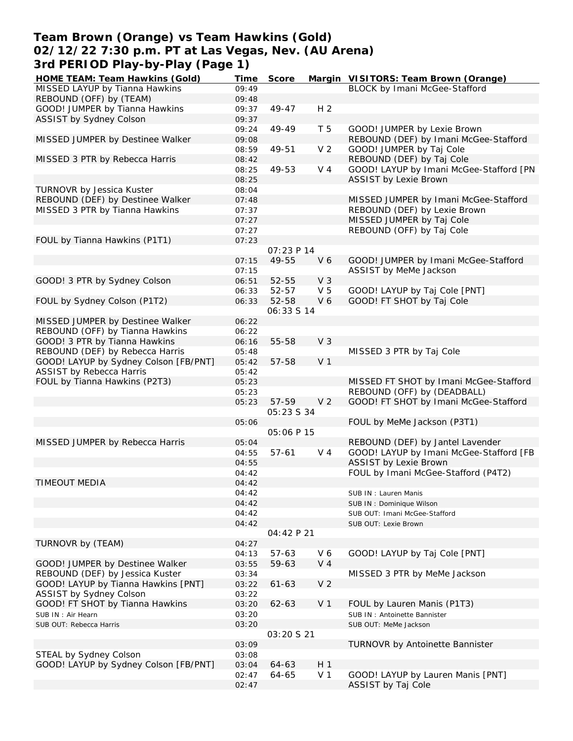# Team Brown (Orange) vs Team Hawkins (Gold)
## 02/12/22 7:30 p.m. PT at Las Vegas, Nev. (AU Arena)
## 3rd PERIOD Play-by-Play (Page 1)

| HOME TEAM: Team Hawkins (Gold) | Time | Score | Margin | VISITORS: Team Brown (Orange) |
|---|---|---|---|---|
| MISSED LAYUP by Tianna Hawkins | 09:49 | | | BLOCK by Imani McGee-Stafford |
| REBOUND (OFF) by (TEAM) | 09:48 | | | |
| GOOD! JUMPER by Tianna Hawkins | 09:37 | 49-47 | H 2 | |
| ASSIST by Sydney Colson | 09:37 | | | |
| | 09:24 | 49-49 | T 5 | GOOD! JUMPER by Lexie Brown |
| MISSED JUMPER by Destinee Walker | 09:08 | | | REBOUND (DEF) by Imani McGee-Stafford |
| | 08:59 | 49-51 | V 2 | GOOD! JUMPER by Taj Cole |
| MISSED 3 PTR by Rebecca Harris | 08:42 | | | REBOUND (DEF) by Taj Cole |
| | 08:25 | 49-53 | V 4 | GOOD! LAYUP by Imani McGee-Stafford [PN |
| | 08:25 | | | ASSIST by Lexie Brown |
| TURNOVR by Jessica Kuster | 08:04 | | | |
| REBOUND (DEF) by Destinee Walker | 07:48 | | | MISSED JUMPER by Imani McGee-Stafford |
| MISSED 3 PTR by Tianna Hawkins | 07:37 | | | REBOUND (DEF) by Lexie Brown |
| | 07:27 | | | MISSED JUMPER by Taj Cole |
| | 07:27 | | | REBOUND (OFF) by Taj Cole |
| FOUL by Tianna Hawkins (P1T1) | 07:23 | | | |
| | | 07:23 P 14 | | |
| | 07:15 | 49-55 | V 6 | GOOD! JUMPER by Imani McGee-Stafford |
| | 07:15 | | | ASSIST by MeMe Jackson |
| GOOD! 3 PTR by Sydney Colson | 06:51 | 52-55 | V 3 | |
| | 06:33 | 52-57 | V 5 | GOOD! LAYUP by Taj Cole [PNT] |
| FOUL by Sydney Colson (P1T2) | 06:33 | 52-58 | V 6 | GOOD! FT SHOT by Taj Cole |
| | | 06:33 S 14 | | |
| MISSED JUMPER by Destinee Walker | 06:22 | | | |
| REBOUND (OFF) by Tianna Hawkins | 06:22 | | | |
| GOOD! 3 PTR by Tianna Hawkins | 06:16 | 55-58 | V 3 | |
| REBOUND (DEF) by Rebecca Harris | 05:48 | | | MISSED 3 PTR by Taj Cole |
| GOOD! LAYUP by Sydney Colson [FB/PNT] | 05:42 | 57-58 | V 1 | |
| ASSIST by Rebecca Harris | 05:42 | | | |
| FOUL by Tianna Hawkins (P2T3) | 05:23 | | | MISSED FT SHOT by Imani McGee-Stafford |
| | 05:23 | | | REBOUND (OFF) by (DEADBALL) |
| | 05:23 | 57-59 | V 2 | GOOD! FT SHOT by Imani McGee-Stafford |
| | | 05:23 S 34 | | |
| | 05:06 | | | FOUL by MeMe Jackson (P3T1) |
| | | 05:06 P 15 | | |
| MISSED JUMPER by Rebecca Harris | 05:04 | | | REBOUND (DEF) by Jantel Lavender |
| | 04:55 | 57-61 | V 4 | GOOD! LAYUP by Imani McGee-Stafford [FB |
| | 04:55 | | | ASSIST by Lexie Brown |
| | 04:42 | | | FOUL by Imani McGee-Stafford (P4T2) |
| TIMEOUT MEDIA | 04:42 | | | |
| | 04:42 | | | SUB IN : Lauren Manis |
| | 04:42 | | | SUB IN : Dominique Wilson |
| | 04:42 | | | SUB OUT: Imani McGee-Stafford |
| | 04:42 | | | SUB OUT: Lexie Brown |
| | | 04:42 P 21 | | |
| TURNOVR by (TEAM) | 04:27 | | | |
| | 04:13 | 57-63 | V 6 | GOOD! LAYUP by Taj Cole [PNT] |
| GOOD! JUMPER by Destinee Walker | 03:55 | 59-63 | V 4 | |
| REBOUND (DEF) by Jessica Kuster | 03:34 | | | MISSED 3 PTR by MeMe Jackson |
| GOOD! LAYUP by Tianna Hawkins [PNT] | 03:22 | 61-63 | V 2 | |
| ASSIST by Sydney Colson | 03:22 | | | |
| GOOD! FT SHOT by Tianna Hawkins | 03:20 | 62-63 | V 1 | FOUL by Lauren Manis (P1T3) |
| SUB IN : Air Hearn | 03:20 | | | SUB IN : Antoinette Bannister |
| SUB OUT: Rebecca Harris | 03:20 | | | SUB OUT: MeMe Jackson |
| | | 03:20 S 21 | | |
| | 03:09 | | | TURNOVR by Antoinette Bannister |
| STEAL by Sydney Colson | 03:08 | | | |
| GOOD! LAYUP by Sydney Colson [FB/PNT] | 03:04 | 64-63 | H 1 | |
| | 02:47 | 64-65 | V 1 | GOOD! LAYUP by Lauren Manis [PNT] |
| | 02:47 | | | ASSIST by Taj Cole |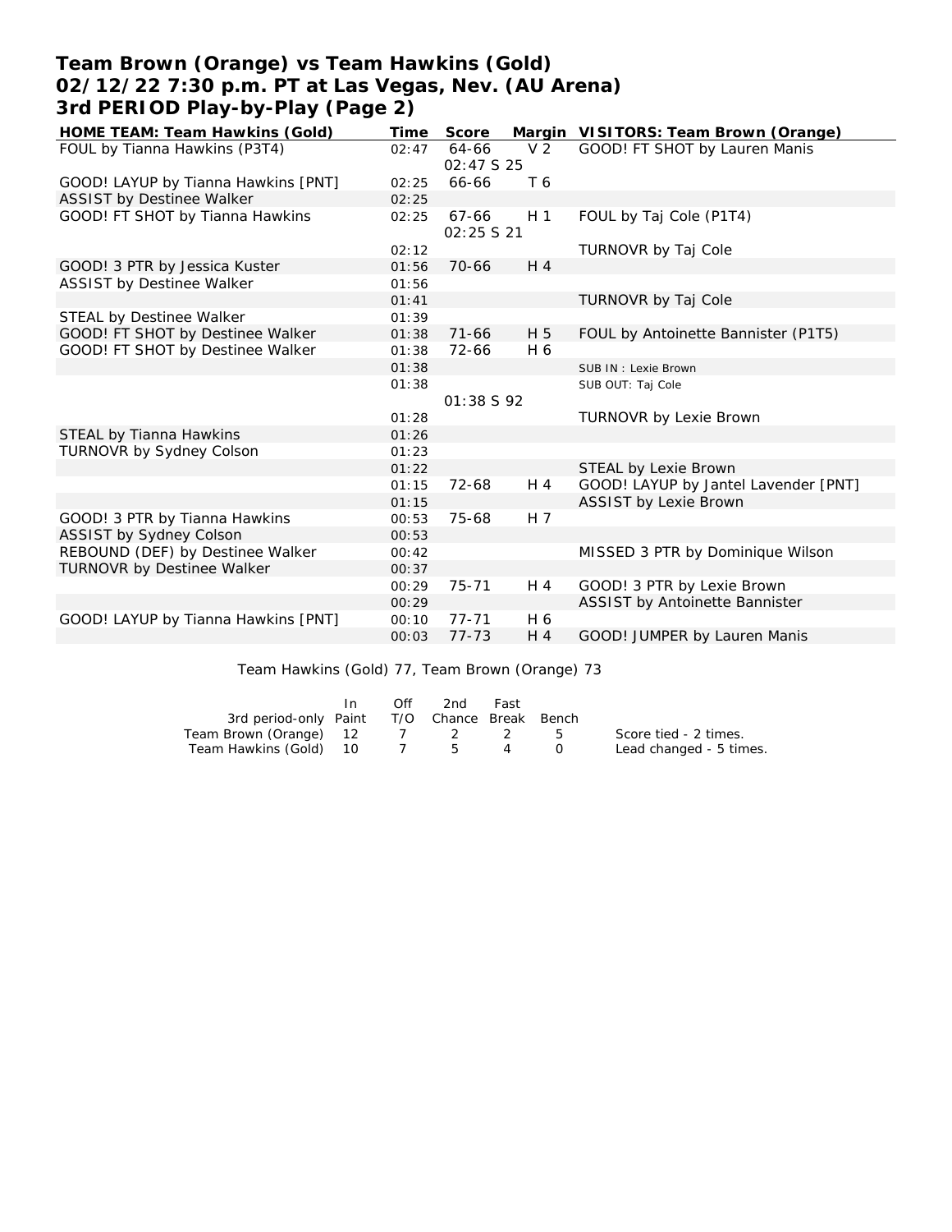# Team Brown (Orange) vs Team Hawkins (Gold)
## 02/12/22 7:30 p.m. PT at Las Vegas, Nev. (AU Arena)
## 3rd PERIOD Play-by-Play (Page 2)

| HOME TEAM: Team Hawkins (Gold) | Time | Score | Margin | VISITORS: Team Brown (Orange) |
|---|---|---|---|---|
| FOUL by Tianna Hawkins (P3T4) | 02:47 | 64-66 | V 2 | GOOD! FT SHOT by Lauren Manis |
| | | 02:47 S 25 | | |
| GOOD! LAYUP by Tianna Hawkins [PNT] | 02:25 | 66-66 | T 6 | |
| ASSIST by Destinee Walker | 02:25 | | | |
| GOOD! FT SHOT by Tianna Hawkins | 02:25 | 67-66 | H 1 | FOUL by Taj Cole (P1T4) |
| | | 02:25 S 21 | | |
| | 02:12 | | | TURNOVR by Taj Cole |
| GOOD! 3 PTR by Jessica Kuster | 01:56 | 70-66 | H 4 | |
| ASSIST by Destinee Walker | 01:56 | | | |
| | 01:41 | | | TURNOVR by Taj Cole |
| STEAL by Destinee Walker | 01:39 | | | |
| GOOD! FT SHOT by Destinee Walker | 01:38 | 71-66 | H 5 | FOUL by Antoinette Bannister (P1T5) |
| GOOD! FT SHOT by Destinee Walker | 01:38 | 72-66 | H 6 | |
| | 01:38 | | | SUB IN : Lexie Brown |
| | 01:38 | | | SUB OUT: Taj Cole |
| | | 01:38 S 92 | | |
| | 01:28 | | | TURNOVR by Lexie Brown |
| STEAL by Tianna Hawkins | 01:26 | | | |
| TURNOVR by Sydney Colson | 01:23 | | | |
| | 01:22 | | | STEAL by Lexie Brown |
| | 01:15 | 72-68 | H 4 | GOOD! LAYUP by Jantel Lavender [PNT] |
| | 01:15 | | | ASSIST by Lexie Brown |
| GOOD! 3 PTR by Tianna Hawkins | 00:53 | 75-68 | H 7 | |
| ASSIST by Sydney Colson | 00:53 | | | |
| REBOUND (DEF) by Destinee Walker | 00:42 | | | MISSED 3 PTR by Dominique Wilson |
| TURNOVR by Destinee Walker | 00:37 | | | |
| | 00:29 | 75-71 | H 4 | GOOD! 3 PTR by Lexie Brown |
| | 00:29 | | | ASSIST by Antoinette Bannister |
| GOOD! LAYUP by Tianna Hawkins [PNT] | 00:10 | 77-71 | H 6 | |
| | 00:03 | 77-73 | H 4 | GOOD! JUMPER by Lauren Manis |

Team Hawkins (Gold) 77, Team Brown (Orange) 73

| 3rd period-only | In Paint | Off T/O | 2nd Chance | Fast Break | Bench |
|---|---|---|---|---|---|
| Team Brown (Orange) | 12 | 7 | 2 | 2 | 5 |
| Team Hawkins (Gold) | 10 | 7 | 5 | 4 | 0 |

Score tied - 2 times.
Lead changed - 5 times.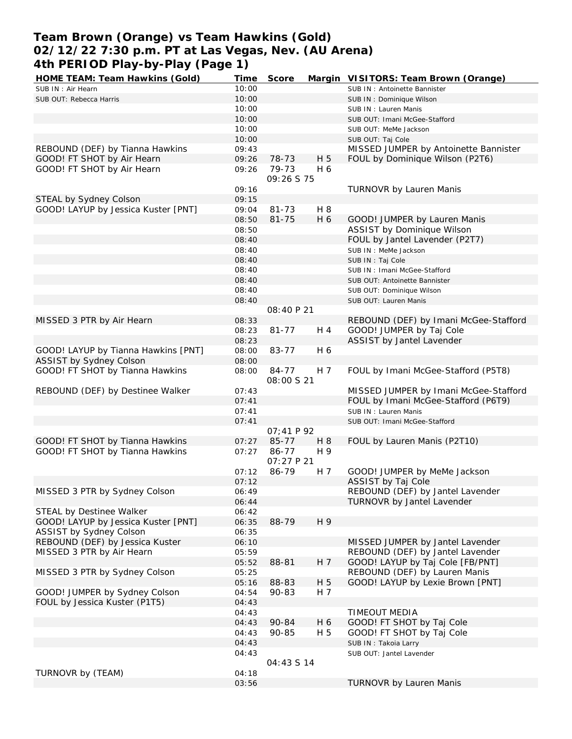# Team Brown (Orange) vs Team Hawkins (Gold)
## 02/12/22 7:30 p.m. PT at Las Vegas, Nev. (AU Arena)
## 4th PERIOD Play-by-Play (Page 1)

| HOME TEAM: Team Hawkins (Gold) | Time | Score | Margin | VISITORS: Team Brown (Orange) |
|---|---|---|---|---|
| SUB IN : Air Hearn | 10:00 | | | SUB IN : Antoinette Bannister |
| SUB OUT: Rebecca Harris | 10:00 | | | SUB IN : Dominique Wilson |
| | 10:00 | | | SUB IN : Lauren Manis |
| | 10:00 | | | SUB OUT: Imani McGee-Stafford |
| | 10:00 | | | SUB OUT: MeMe Jackson |
| | 10:00 | | | SUB OUT: Taj Cole |
| REBOUND (DEF) by Tianna Hawkins | 09:43 | | | MISSED JUMPER by Antoinette Bannister |
| GOOD! FT SHOT by Air Hearn | 09:26 | 78-73 | H 5 | FOUL by Dominique Wilson (P2T6) |
| GOOD! FT SHOT by Air Hearn | 09:26 | 79-73 | H 6 | |
| | | 09:26 S 75 | | |
| | 09:16 | | | TURNOVR by Lauren Manis |
| STEAL by Sydney Colson | 09:15 | | | |
| GOOD! LAYUP by Jessica Kuster [PNT] | 09:04 | 81-73 | H 8 | |
| | 08:50 | 81-75 | H 6 | GOOD! JUMPER by Lauren Manis |
| | 08:50 | | | ASSIST by Dominique Wilson |
| | 08:40 | | | FOUL by Jantel Lavender (P2T7) |
| | 08:40 | | | SUB IN : MeMe Jackson |
| | 08:40 | | | SUB IN : Taj Cole |
| | 08:40 | | | SUB IN : Imani McGee-Stafford |
| | 08:40 | | | SUB OUT: Antoinette Bannister |
| | 08:40 | | | SUB OUT: Dominique Wilson |
| | 08:40 | | | SUB OUT: Lauren Manis |
| | | 08:40 P 21 | | |
| MISSED 3 PTR by Air Hearn | 08:33 | | | REBOUND (DEF) by Imani McGee-Stafford |
| | 08:23 | 81-77 | H 4 | GOOD! JUMPER by Taj Cole |
| | 08:23 | | | ASSIST by Jantel Lavender |
| GOOD! LAYUP by Tianna Hawkins [PNT] | 08:00 | 83-77 | H 6 | |
| ASSIST by Sydney Colson | 08:00 | | | |
| GOOD! FT SHOT by Tianna Hawkins | 08:00 | 84-77 | H 7 | FOUL by Imani McGee-Stafford (P5T8) |
| | | 08:00 S 21 | | |
| REBOUND (DEF) by Destinee Walker | 07:43 | | | MISSED JUMPER by Imani McGee-Stafford |
| | 07:41 | | | FOUL by Imani McGee-Stafford (P6T9) |
| | 07:41 | | | SUB IN : Lauren Manis |
| | 07:41 | | | SUB OUT: Imani McGee-Stafford |
| | | 07;41 P 92 | | |
| GOOD! FT SHOT by Tianna Hawkins | 07:27 | 85-77 | H 8 | FOUL by Lauren Manis (P2T10) |
| GOOD! FT SHOT by Tianna Hawkins | 07:27 | 86-77 | H 9 | |
| | | 07:27 P 21 | | |
| | 07:12 | 86-79 | H 7 | GOOD! JUMPER by MeMe Jackson |
| | 07:12 | | | ASSIST by Taj Cole |
| MISSED 3 PTR by Sydney Colson | 06:49 | | | REBOUND (DEF) by Jantel Lavender |
| | 06:44 | | | TURNOVR by Jantel Lavender |
| STEAL by Destinee Walker | 06:42 | | | |
| GOOD! LAYUP by Jessica Kuster [PNT] | 06:35 | 88-79 | H 9 | |
| ASSIST by Sydney Colson | 06:35 | | | |
| REBOUND (DEF) by Jessica Kuster | 06:10 | | | MISSED JUMPER by Jantel Lavender |
| MISSED 3 PTR by Air Hearn | 05:59 | | | REBOUND (DEF) by Jantel Lavender |
| | 05:52 | 88-81 | H 7 | GOOD! LAYUP by Taj Cole [FB/PNT] |
| MISSED 3 PTR by Sydney Colson | 05:25 | | | REBOUND (DEF) by Lauren Manis |
| | 05:16 | 88-83 | H 5 | GOOD! LAYUP by Lexie Brown [PNT] |
| GOOD! JUMPER by Sydney Colson | 04:54 | 90-83 | H 7 | |
| FOUL by Jessica Kuster (P1T5) | 04:43 | | | |
| | 04:43 | | | TIMEOUT MEDIA |
| | 04:43 | 90-84 | H 6 | GOOD! FT SHOT by Taj Cole |
| | 04:43 | 90-85 | H 5 | GOOD! FT SHOT by Taj Cole |
| | 04:43 | | | SUB IN : Takoia Larry |
| | 04:43 | | | SUB OUT: Jantel Lavender |
| | | 04:43 S 14 | | |
| TURNOVR by (TEAM) | 04:18 | | | |
| | 03:56 | | | TURNOVR by Lauren Manis |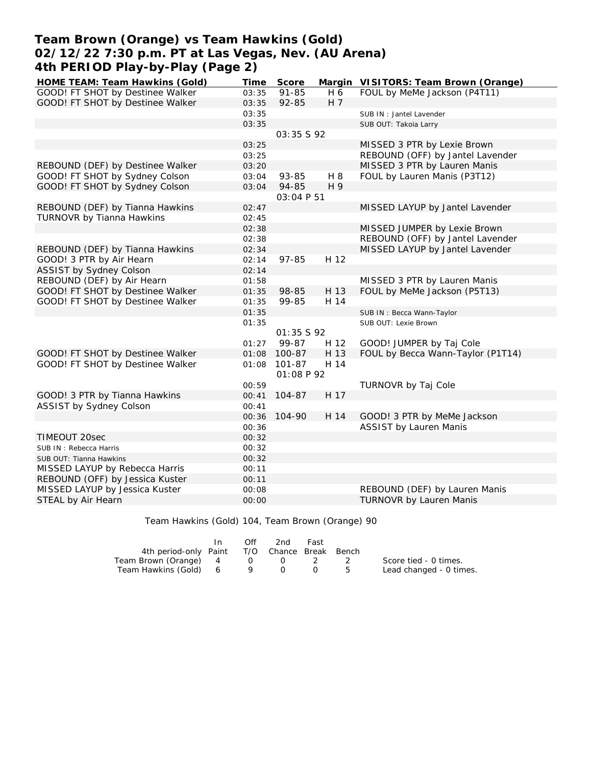# Team Brown (Orange) vs Team Hawkins (Gold)
# 02/12/22 7:30 p.m. PT at Las Vegas, Nev. (AU Arena)
# 4th PERIOD Play-by-Play (Page 2)

| HOME TEAM: Team Hawkins (Gold) | Time | Score | Margin | VISITORS: Team Brown (Orange) |
|---|---|---|---|---|
| GOOD! FT SHOT by Destinee Walker | 03:35 | 91-85 | H 6 | FOUL by MeMe Jackson (P4T11) |
| GOOD! FT SHOT by Destinee Walker | 03:35 | 92-85 | H 7 | |
| | 03:35 | | | SUB IN : Jantel Lavender |
| | 03:35 | | | SUB OUT: Takoia Larry |
| | | 03:35 S 92 | | |
| | 03:25 | | | MISSED 3 PTR by Lexie Brown |
| | 03:25 | | | REBOUND (OFF) by Jantel Lavender |
| REBOUND (DEF) by Destinee Walker | 03:20 | | | MISSED 3 PTR by Lauren Manis |
| GOOD! FT SHOT by Sydney Colson | 03:04 | 93-85 | H 8 | FOUL by Lauren Manis (P3T12) |
| GOOD! FT SHOT by Sydney Colson | 03:04 | 94-85 | H 9 | |
| | | 03:04 P 51 | | |
| REBOUND (DEF) by Tianna Hawkins | 02:47 | | | MISSED LAYUP by Jantel Lavender |
| TURNOVR by Tianna Hawkins | 02:45 | | | |
| | 02:38 | | | MISSED JUMPER by Lexie Brown |
| | 02:38 | | | REBOUND (OFF) by Jantel Lavender |
| REBOUND (DEF) by Tianna Hawkins | 02:34 | | | MISSED LAYUP by Jantel Lavender |
| GOOD! 3 PTR by Air Hearn | 02:14 | 97-85 | H 12 | |
| ASSIST by Sydney Colson | 02:14 | | | |
| REBOUND (DEF) by Air Hearn | 01:58 | | | MISSED 3 PTR by Lauren Manis |
| GOOD! FT SHOT by Destinee Walker | 01:35 | 98-85 | H 13 | FOUL by MeMe Jackson (P5T13) |
| GOOD! FT SHOT by Destinee Walker | 01:35 | 99-85 | H 14 | |
| | 01:35 | | | SUB IN : Becca Wann-Taylor |
| | 01:35 | | | SUB OUT: Lexie Brown |
| | | 01:35 S 92 | | |
| | 01:27 | 99-87 | H 12 | GOOD! JUMPER by Taj Cole |
| GOOD! FT SHOT by Destinee Walker | 01:08 | 100-87 | H 13 | FOUL by Becca Wann-Taylor (P1T14) |
| GOOD! FT SHOT by Destinee Walker | 01:08 | 101-87 | H 14 | |
| | | 01:08 P 92 | | |
| | 00:59 | | | TURNOVR by Taj Cole |
| GOOD! 3 PTR by Tianna Hawkins | 00:41 | 104-87 | H 17 | |
| ASSIST by Sydney Colson | 00:41 | | | |
| | 00:36 | 104-90 | H 14 | GOOD! 3 PTR by MeMe Jackson |
| | 00:36 | | | ASSIST by Lauren Manis |
| TIMEOUT 20sec | 00:32 | | | |
| SUB IN : Rebecca Harris | 00:32 | | | |
| SUB OUT: Tianna Hawkins | 00:32 | | | |
| MISSED LAYUP by Rebecca Harris | 00:11 | | | |
| REBOUND (OFF) by Jessica Kuster | 00:11 | | | |
| MISSED LAYUP by Jessica Kuster | 00:08 | | | REBOUND (DEF) by Lauren Manis |
| STEAL by Air Hearn | 00:00 | | | TURNOVR by Lauren Manis |

Team Hawkins (Gold) 104, Team Brown (Orange) 90

| 4th period-only | In Paint | Off T/O | 2nd Chance | Fast Break | Bench |
|---|---|---|---|---|---|
| Team Brown (Orange) | 4 | 0 | 0 | 2 | 2 |
| Team Hawkins (Gold) | 6 | 9 | 0 | 0 | 5 |

Score tied - 0 times.
Lead changed - 0 times.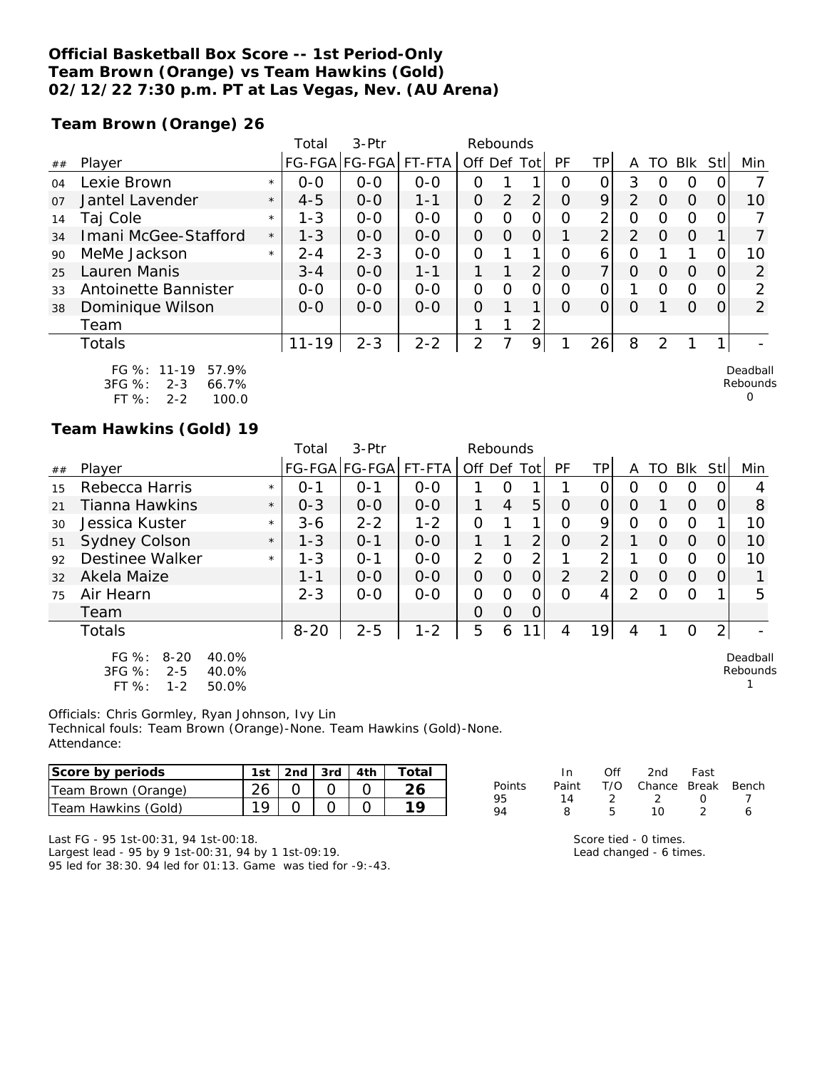**Official Basketball Box Score -- 1st Period-Only**
**Team Brown (Orange) vs Team Hawkins (Gold)**
**02/12/22 7:30 p.m. PT at Las Vegas, Nev. (AU Arena)**

**Team Brown (Orange) 26**

| ## | Player | | Total FG-FGA | 3-Ptr FG-FGA | FT-FTA | Rebounds Off | Def | Tot | PF | TP | A | TO | Blk | Stl | Min |
|---|---|---|---|---|---|---|---|---|---|---|---|---|---|---|---|
| 04 | Lexie Brown | * | 0-0 | 0-0 | 0-0 | 0 | 1 | 1 | 0 | 0 | 3 | 0 | 0 | 0 | 7 |
| 07 | Jantel Lavender | * | 4-5 | 0-0 | 1-1 | 0 | 2 | 2 | 0 | 9 | 2 | 0 | 0 | 0 | 10 |
| 14 | Taj Cole | * | 1-3 | 0-0 | 0-0 | 0 | 0 | 0 | 0 | 2 | 0 | 0 | 0 | 0 | 7 |
| 34 | Imani McGee-Stafford | * | 1-3 | 0-0 | 0-0 | 0 | 0 | 0 | 1 | 2 | 2 | 0 | 0 | 1 | 7 |
| 90 | MeMe Jackson | * | 2-4 | 2-3 | 0-0 | 0 | 1 | 1 | 0 | 6 | 0 | 1 | 1 | 0 | 10 |
| 25 | Lauren Manis | | 3-4 | 0-0 | 1-1 | 1 | 1 | 2 | 0 | 7 | 0 | 0 | 0 | 0 | 2 |
| 33 | Antoinette Bannister | | 0-0 | 0-0 | 0-0 | 0 | 0 | 0 | 0 | 0 | 1 | 0 | 0 | 0 | 2 |
| 38 | Dominique Wilson | | 0-0 | 0-0 | 0-0 | 0 | 1 | 1 | 0 | 0 | 0 | 1 | 0 | 0 | 2 |
| | Team | | | | | 1 | 1 | 2 | | | | | | | |
| | Totals | | 11-19 | 2-3 | 2-2 | 2 | 7 | 9 | 1 | 26 | 8 | 2 | 1 | 1 | - |

FG %: 11-19 57.9%
3FG %: 2-3 66.7%
FT %: 2-2 100.0

Deadball Rebounds 0

**Team Hawkins (Gold) 19**

| ## | Player | | Total FG-FGA | 3-Ptr FG-FGA | FT-FTA | Rebounds Off | Def | Tot | PF | TP | A | TO | Blk | Stl | Min |
|---|---|---|---|---|---|---|---|---|---|---|---|---|---|---|---|
| 15 | Rebecca Harris | * | 0-1 | 0-1 | 0-0 | 1 | 0 | 1 | 1 | 0 | 0 | 0 | 0 | 0 | 4 |
| 21 | Tianna Hawkins | * | 0-3 | 0-0 | 0-0 | 1 | 4 | 5 | 0 | 0 | 0 | 1 | 0 | 0 | 8 |
| 30 | Jessica Kuster | * | 3-6 | 2-2 | 1-2 | 0 | 1 | 1 | 0 | 9 | 0 | 0 | 0 | 1 | 10 |
| 51 | Sydney Colson | * | 1-3 | 0-1 | 0-0 | 1 | 1 | 2 | 0 | 2 | 1 | 0 | 0 | 0 | 10 |
| 92 | Destinee Walker | * | 1-3 | 0-1 | 0-0 | 2 | 0 | 2 | 1 | 2 | 1 | 0 | 0 | 0 | 10 |
| 32 | Akela Maize | | 1-1 | 0-0 | 0-0 | 0 | 0 | 0 | 2 | 2 | 0 | 0 | 0 | 0 | 1 |
| 75 | Air Hearn | | 2-3 | 0-0 | 0-0 | 0 | 0 | 0 | 0 | 4 | 2 | 0 | 0 | 1 | 5 |
| | Team | | | | | 0 | 0 | 0 | | | | | | | |
| | Totals | | 8-20 | 2-5 | 1-2 | 5 | 6 | 11 | 4 | 19 | 4 | 1 | 0 | 2 | - |

FG %: 8-20 40.0%
3FG %: 2-5 40.0%
FT %: 1-2 50.0%

Deadball Rebounds 1

Officials: Chris Gormley, Ryan Johnson, Ivy Lin
Technical fouls: Team Brown (Orange)-None. Team Hawkins (Gold)-None.
Attendance:

| Score by periods | 1st | 2nd | 3rd | 4th | Total |
|---|---|---|---|---|---|
| Team Brown (Orange) | 26 | 0 | 0 | 0 | 26 |
| Team Hawkins (Gold) | 19 | 0 | 0 | 0 | 19 |

| Points | In Paint | Off T/O | 2nd Chance | Fast Break | Bench |
|---|---|---|---|---|---|
| 95 | 14 | 2 | 2 | 0 | 7 |
| 94 | 8 | 5 | 10 | 2 | 6 |

Last FG - 95 1st-00:31, 94 1st-00:18.
Largest lead - 95 by 9 1st-00:31, 94 by 1 1st-09:19.
95 led for 38:30. 94 led for 01:13. Game was tied for -9:-43.

Score tied - 0 times.
Lead changed - 6 times.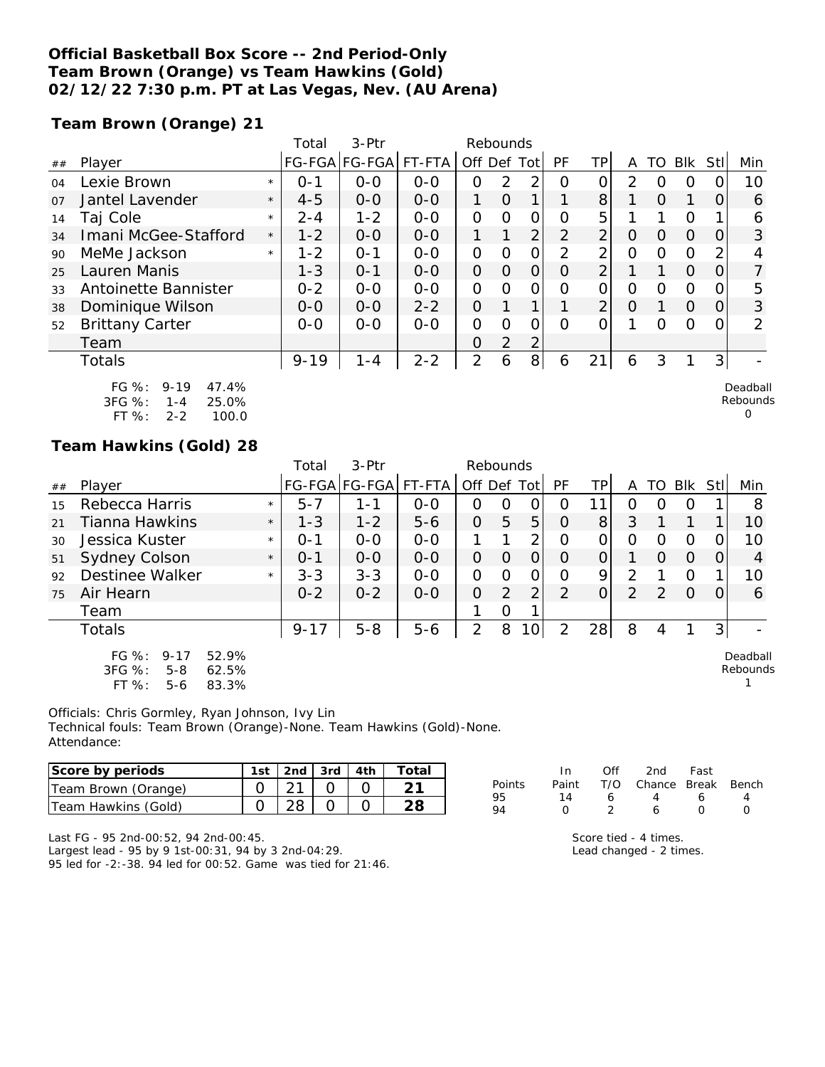**Official Basketball Box Score -- 2nd Period-Only**
**Team Brown (Orange) vs Team Hawkins (Gold)**
**02/12/22 7:30 p.m. PT at Las Vegas, Nev. (AU Arena)**

**Team Brown (Orange) 21**

| ## | Player | | Total FG-FGA | 3-Ptr FG-FGA | FT-FTA | Rebounds Off | Def | Tot | PF | TP | A | TO | Blk | Stl | Min |
|---|---|---|---|---|---|---|---|---|---|---|---|---|---|---|---|
| 04 | Lexie Brown | * | 0-1 | 0-0 | 0-0 | 0 | 2 | 2 | 0 | 0 | 2 | 0 | 0 | 0 | 10 |
| 07 | Jantel Lavender | * | 4-5 | 0-0 | 0-0 | 1 | 0 | 1 | 1 | 8 | 1 | 0 | 1 | 0 | 6 |
| 14 | Taj Cole | * | 2-4 | 1-2 | 0-0 | 0 | 0 | 0 | 0 | 5 | 1 | 1 | 0 | 1 | 6 |
| 34 | Imani McGee-Stafford | * | 1-2 | 0-0 | 0-0 | 1 | 1 | 2 | 2 | 2 | 0 | 0 | 0 | 0 | 3 |
| 90 | MeMe Jackson | * | 1-2 | 0-1 | 0-0 | 0 | 0 | 0 | 2 | 2 | 0 | 0 | 0 | 2 | 4 |
| 25 | Lauren Manis | | 1-3 | 0-1 | 0-0 | 0 | 0 | 0 | 0 | 2 | 1 | 1 | 0 | 0 | 7 |
| 33 | Antoinette Bannister | | 0-2 | 0-0 | 0-0 | 0 | 0 | 0 | 0 | 0 | 0 | 0 | 0 | 0 | 5 |
| 38 | Dominique Wilson | | 0-0 | 0-0 | 2-2 | 0 | 1 | 1 | 1 | 2 | 0 | 1 | 0 | 0 | 3 |
| 52 | Brittany Carter | | 0-0 | 0-0 | 0-0 | 0 | 0 | 0 | 0 | 0 | 1 | 0 | 0 | 0 | 2 |
| | Team | | | | | 0 | 2 | 2 | | | | | | | |
| | Totals | | 9-19 | 1-4 | 2-2 | 2 | 6 | 8 | 6 | 21 | 6 | 3 | 1 | 3 | - |

FG %: 9-19 47.4%
3FG %: 1-4 25.0%
FT %: 2-2 100.0

Deadball Rebounds 0

**Team Hawkins (Gold) 28**

| ## | Player | | Total FG-FGA | 3-Ptr FG-FGA | FT-FTA | Rebounds Off | Def | Tot | PF | TP | A | TO | Blk | Stl | Min |
|---|---|---|---|---|---|---|---|---|---|---|---|---|---|---|---|
| 15 | Rebecca Harris | * | 5-7 | 1-1 | 0-0 | 0 | 0 | 0 | 0 | 11 | 0 | 0 | 0 | 1 | 8 |
| 21 | Tianna Hawkins | * | 1-3 | 1-2 | 5-6 | 0 | 5 | 5 | 0 | 8 | 3 | 1 | 1 | 1 | 10 |
| 30 | Jessica Kuster | * | 0-1 | 0-0 | 0-0 | 1 | 1 | 2 | 0 | 0 | 0 | 0 | 0 | 0 | 10 |
| 51 | Sydney Colson | * | 0-1 | 0-0 | 0-0 | 0 | 0 | 0 | 0 | 0 | 1 | 0 | 0 | 0 | 4 |
| 92 | Destinee Walker | * | 3-3 | 3-3 | 0-0 | 0 | 0 | 0 | 0 | 9 | 2 | 1 | 0 | 1 | 10 |
| 75 | Air Hearn | | 0-2 | 0-2 | 0-0 | 0 | 2 | 2 | 2 | 0 | 2 | 2 | 0 | 0 | 6 |
| | Team | | | | | 1 | 0 | 1 | | | | | | | |
| | Totals | | 9-17 | 5-8 | 5-6 | 2 | 8 | 10 | 2 | 28 | 8 | 4 | 1 | 3 | - |

FG %: 9-17 52.9%
3FG %: 5-8 62.5%
FT %: 5-6 83.3%

Deadball Rebounds 1

Officials: Chris Gormley, Ryan Johnson, Ivy Lin
Technical fouls: Team Brown (Orange)-None. Team Hawkins (Gold)-None.
Attendance:

| Score by periods | 1st | 2nd | 3rd | 4th | Total |
|---|---|---|---|---|---|
| Team Brown (Orange) | 0 | 21 | 0 | 0 | 21 |
| Team Hawkins (Gold) | 0 | 28 | 0 | 0 | 28 |

| Points | In Paint | Off T/O | 2nd Chance | Fast Break | Bench |
|---|---|---|---|---|---|
| 95 | 14 | 6 | 4 | 6 | 4 |
| 94 | 0 | 2 | 6 | 0 | 0 |

Last FG - 95 2nd-00:52, 94 2nd-00:45.
Largest lead - 95 by 9 1st-00:31, 94 by 3 2nd-04:29.
95 led for -2:-38. 94 led for 00:52. Game was tied for 21:46.

Score tied - 4 times.
Lead changed - 2 times.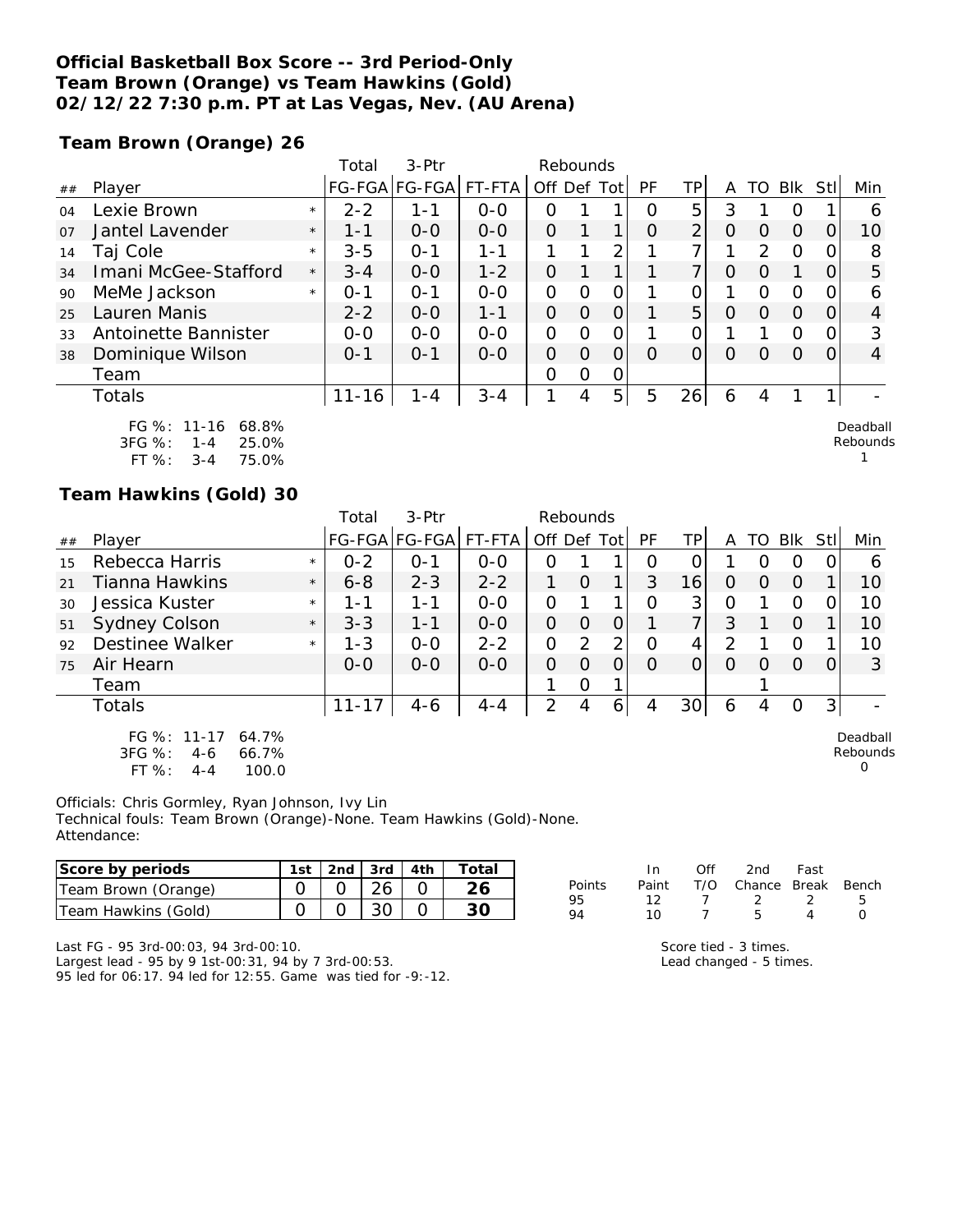**Official Basketball Box Score -- 3rd Period-Only**
**Team Brown (Orange) vs Team Hawkins (Gold)**
**02/12/22 7:30 p.m. PT at Las Vegas, Nev. (AU Arena)**

**Team Brown (Orange) 26**

| ## | Player | | Total FG-FGA | 3-Ptr FG-FGA | FT-FTA | Rebounds Off | Def | Tot | PF | TP | A | TO | Blk | Stl | Min |
|---|---|---|---|---|---|---|---|---|---|---|---|---|---|---|---|
| 04 | Lexie Brown | * | 2-2 | 1-1 | 0-0 | 0 | 1 | 1 | 0 | 5 | 3 | 1 | 0 | 1 | 6 |
| 07 | Jantel Lavender | * | 1-1 | 0-0 | 0-0 | 0 | 1 | 1 | 0 | 2 | 0 | 0 | 0 | 0 | 10 |
| 14 | Taj Cole | * | 3-5 | 0-1 | 1-1 | 1 | 1 | 2 | 1 | 7 | 1 | 2 | 0 | 0 | 8 |
| 34 | Imani McGee-Stafford | * | 3-4 | 0-0 | 1-2 | 0 | 1 | 1 | 1 | 7 | 0 | 0 | 1 | 0 | 5 |
| 90 | MeMe Jackson | * | 0-1 | 0-1 | 0-0 | 0 | 0 | 0 | 1 | 0 | 1 | 0 | 0 | 0 | 6 |
| 25 | Lauren Manis | | 2-2 | 0-0 | 1-1 | 0 | 0 | 0 | 1 | 5 | 0 | 0 | 0 | 0 | 4 |
| 33 | Antoinette Bannister | | 0-0 | 0-0 | 0-0 | 0 | 0 | 0 | 1 | 0 | 1 | 1 | 0 | 0 | 3 |
| 38 | Dominique Wilson | | 0-1 | 0-1 | 0-0 | 0 | 0 | 0 | 0 | 0 | 0 | 0 | 0 | 0 | 4 |
| | Team | | | | | 0 | 0 | 0 | | | | | | | |
| | Totals | | 11-16 | 1-4 | 3-4 | 1 | 4 | 5 | 5 | 26 | 6 | 4 | 1 | 1 | - |

FG %: 11-16 68.8%
3FG %: 1-4 25.0%
FT %: 3-4 75.0%

Deadball Rebounds 1

**Team Hawkins (Gold) 30**

| ## | Player | | Total FG-FGA | 3-Ptr FG-FGA | FT-FTA | Rebounds Off | Def | Tot | PF | TP | A | TO | Blk | Stl | Min |
|---|---|---|---|---|---|---|---|---|---|---|---|---|---|---|---|
| 15 | Rebecca Harris | * | 0-2 | 0-1 | 0-0 | 0 | 1 | 1 | 0 | 0 | 1 | 0 | 0 | 0 | 6 |
| 21 | Tianna Hawkins | * | 6-8 | 2-3 | 2-2 | 1 | 0 | 1 | 3 | 16 | 0 | 0 | 0 | 1 | 10 |
| 30 | Jessica Kuster | * | 1-1 | 1-1 | 0-0 | 0 | 1 | 1 | 0 | 3 | 0 | 1 | 0 | 0 | 10 |
| 51 | Sydney Colson | * | 3-3 | 1-1 | 0-0 | 0 | 0 | 0 | 1 | 7 | 3 | 1 | 0 | 1 | 10 |
| 92 | Destinee Walker | * | 1-3 | 0-0 | 2-2 | 0 | 2 | 2 | 0 | 4 | 2 | 1 | 0 | 1 | 10 |
| 75 | Air Hearn | | 0-0 | 0-0 | 0-0 | 0 | 0 | 0 | 0 | 0 | 0 | 0 | 0 | 0 | 3 |
| | Team | | | | | 1 | 0 | 1 | | | | 1 | | | |
| | Totals | | 11-17 | 4-6 | 4-4 | 2 | 4 | 6 | 4 | 30 | 6 | 4 | 0 | 3 | - |

FG %: 11-17 64.7%
3FG %: 4-6 66.7%
FT %: 4-4 100.0

Deadball Rebounds 0

Officials: Chris Gormley, Ryan Johnson, Ivy Lin
Technical fouls: Team Brown (Orange)-None. Team Hawkins (Gold)-None.
Attendance:

| Score by periods | 1st | 2nd | 3rd | 4th | Total |
|---|---|---|---|---|---|
| Team Brown (Orange) | 0 | 0 | 26 | 0 | 26 |
| Team Hawkins (Gold) | 0 | 0 | 30 | 0 | 30 |

| Points | In Paint | Off T/O | 2nd Chance | Fast Break | Bench |
|---|---|---|---|---|---|
| 95 | 12 | 7 | 2 | 2 | 5 |
| 94 | 10 | 7 | 5 | 4 | 0 |

Last FG - 95 3rd-00:03, 94 3rd-00:10.
Largest lead - 95 by 9 1st-00:31, 94 by 7 3rd-00:53.
95 led for 06:17. 94 led for 12:55. Game was tied for -9:-12.

Score tied - 3 times.
Lead changed - 5 times.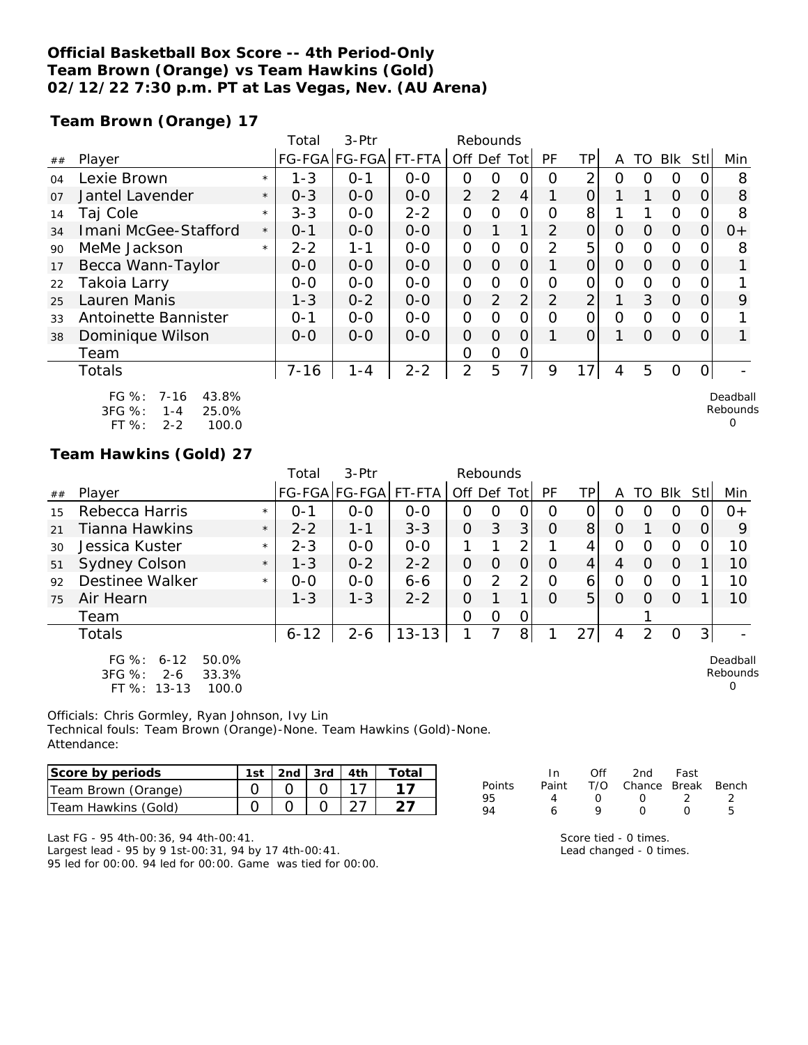**Official Basketball Box Score -- 4th Period-Only**
**Team Brown (Orange) vs Team Hawkins (Gold)**
**02/12/22 7:30 p.m. PT at Las Vegas, Nev. (AU Arena)**

**Team Brown (Orange) 17**

| ## | Player | | Total FG-FGA | 3-Ptr FG-FGA | FT-FTA | Rebounds Off | Def | Tot | PF | TP | A | TO | Blk | Stl | Min |
|---|---|---|---|---|---|---|---|---|---|---|---|---|---|---|---|
| 04 | Lexie Brown | * | 1-3 | 0-1 | 0-0 | 0 | 0 | 0 | 0 | 2 | 0 | 0 | 0 | 0 | 8 |
| 07 | Jantel Lavender | * | 0-3 | 0-0 | 0-0 | 2 | 2 | 4 | 1 | 0 | 1 | 1 | 0 | 0 | 8 |
| 14 | Taj Cole | * | 3-3 | 0-0 | 2-2 | 0 | 0 | 0 | 0 | 8 | 1 | 1 | 0 | 0 | 8 |
| 34 | Imani McGee-Stafford | * | 0-1 | 0-0 | 0-0 | 0 | 1 | 1 | 2 | 0 | 0 | 0 | 0 | 0 | 0+ |
| 90 | MeMe Jackson | * | 2-2 | 1-1 | 0-0 | 0 | 0 | 0 | 2 | 5 | 0 | 0 | 0 | 0 | 8 |
| 17 | Becca Wann-Taylor | | 0-0 | 0-0 | 0-0 | 0 | 0 | 0 | 1 | 0 | 0 | 0 | 0 | 0 | 1 |
| 22 | Takoia Larry | | 0-0 | 0-0 | 0-0 | 0 | 0 | 0 | 0 | 0 | 0 | 0 | 0 | 0 | 1 |
| 25 | Lauren Manis | | 1-3 | 0-2 | 0-0 | 0 | 2 | 2 | 2 | 2 | 1 | 3 | 0 | 0 | 9 |
| 33 | Antoinette Bannister | | 0-1 | 0-0 | 0-0 | 0 | 0 | 0 | 0 | 0 | 0 | 0 | 0 | 0 | 1 |
| 38 | Dominique Wilson | | 0-0 | 0-0 | 0-0 | 0 | 0 | 0 | 1 | 0 | 1 | 0 | 0 | 0 | 1 |
| | Team | | | | | 0 | 0 | 0 | | | | | | | |
| | Totals | | 7-16 | 1-4 | 2-2 | 2 | 5 | 7 | 9 | 17 | 4 | 5 | 0 | 0 | - |

FG %: 7-16 43.8%
3FG %: 1-4 25.0%
FT %: 2-2 100.0

Deadball Rebounds 0

**Team Hawkins (Gold) 27**

| ## | Player | | Total FG-FGA | 3-Ptr FG-FGA | FT-FTA | Rebounds Off | Def | Tot | PF | TP | A | TO | Blk | Stl | Min |
|---|---|---|---|---|---|---|---|---|---|---|---|---|---|---|---|
| 15 | Rebecca Harris | * | 0-1 | 0-0 | 0-0 | 0 | 0 | 0 | 0 | 0 | 0 | 0 | 0 | 0 | 0+ |
| 21 | Tianna Hawkins | * | 2-2 | 1-1 | 3-3 | 0 | 3 | 3 | 0 | 8 | 0 | 1 | 0 | 0 | 9 |
| 30 | Jessica Kuster | * | 2-3 | 0-0 | 0-0 | 1 | 1 | 2 | 1 | 4 | 0 | 0 | 0 | 0 | 10 |
| 51 | Sydney Colson | * | 1-3 | 0-2 | 2-2 | 0 | 0 | 0 | 0 | 4 | 4 | 0 | 0 | 1 | 10 |
| 92 | Destinee Walker | * | 0-0 | 0-0 | 6-6 | 0 | 2 | 2 | 0 | 6 | 0 | 0 | 0 | 1 | 10 |
| 75 | Air Hearn | | 1-3 | 1-3 | 2-2 | 0 | 1 | 1 | 0 | 5 | 0 | 0 | 0 | 1 | 10 |
| | Team | | | | | 0 | 0 | 0 | | | | 1 | | | |
| | Totals | | 6-12 | 2-6 | 13-13 | 1 | 7 | 8 | 1 | 27 | 4 | 2 | 0 | 3 | - |

FG %: 6-12 50.0%
3FG %: 2-6 33.3%
FT %: 13-13 100.0

Deadball Rebounds 0

Officials: Chris Gormley, Ryan Johnson, Ivy Lin
Technical fouls: Team Brown (Orange)-None. Team Hawkins (Gold)-None.
Attendance:

| Score by periods | 1st | 2nd | 3rd | 4th | Total |
|---|---|---|---|---|---|
| Team Brown (Orange) | 0 | 0 | 0 | 17 | 17 |
| Team Hawkins (Gold) | 0 | 0 | 0 | 27 | 27 |

| Points | In Paint | Off T/O | 2nd Chance | Fast Break | Bench |
|---|---|---|---|---|---|
| 95 | 4 | 0 | 0 | 2 | 2 |
| 94 | 6 | 9 | 0 | 0 | 5 |

Last FG - 95 4th-00:36, 94 4th-00:41.
Largest lead - 95 by 9 1st-00:31, 94 by 17 4th-00:41.
95 led for 00:00. 94 led for 00:00. Game was tied for 00:00.

Score tied - 0 times.
Lead changed - 0 times.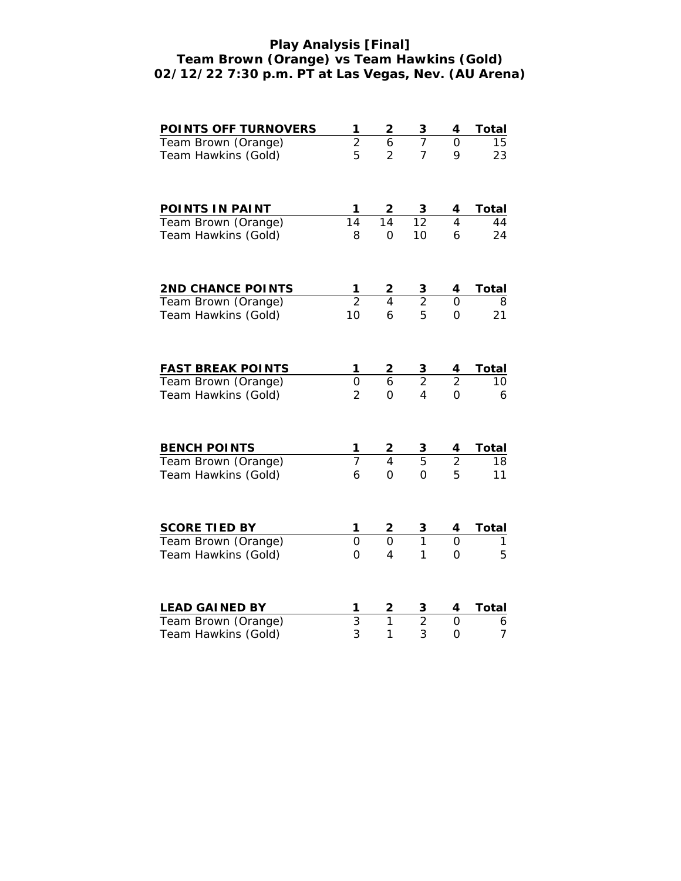## Play Analysis [Final]
## Team Brown (Orange) vs Team Hawkins (Gold)
## 02/12/22 7:30 p.m. PT at Las Vegas, Nev. (AU Arena)

| POINTS OFF TURNOVERS | 1 | 2 | 3 | 4 | Total |
|---|---|---|---|---|---|
| Team Brown (Orange) | 2 | 6 | 7 | 0 | 15 |
| Team Hawkins (Gold) | 5 | 2 | 7 | 9 | 23 |

| POINTS IN PAINT | 1 | 2 | 3 | 4 | Total |
|---|---|---|---|---|---|
| Team Brown (Orange) | 14 | 14 | 12 | 4 | 44 |
| Team Hawkins (Gold) | 8 | 0 | 10 | 6 | 24 |

| 2ND CHANCE POINTS | 1 | 2 | 3 | 4 | Total |
|---|---|---|---|---|---|
| Team Brown (Orange) | 2 | 4 | 2 | 0 | 8 |
| Team Hawkins (Gold) | 10 | 6 | 5 | 0 | 21 |

| FAST BREAK POINTS | 1 | 2 | 3 | 4 | Total |
|---|---|---|---|---|---|
| Team Brown (Orange) | 0 | 6 | 2 | 2 | 10 |
| Team Hawkins (Gold) | 2 | 0 | 4 | 0 | 6 |

| BENCH POINTS | 1 | 2 | 3 | 4 | Total |
|---|---|---|---|---|---|
| Team Brown (Orange) | 7 | 4 | 5 | 2 | 18 |
| Team Hawkins (Gold) | 6 | 0 | 0 | 5 | 11 |

| SCORE TIED BY | 1 | 2 | 3 | 4 | Total |
|---|---|---|---|---|---|
| Team Brown (Orange) | 0 | 0 | 1 | 0 | 1 |
| Team Hawkins (Gold) | 0 | 4 | 1 | 0 | 5 |

| LEAD GAINED BY | 1 | 2 | 3 | 4 | Total |
|---|---|---|---|---|---|
| Team Brown (Orange) | 3 | 1 | 2 | 0 | 6 |
| Team Hawkins (Gold) | 3 | 1 | 3 | 0 | 7 |